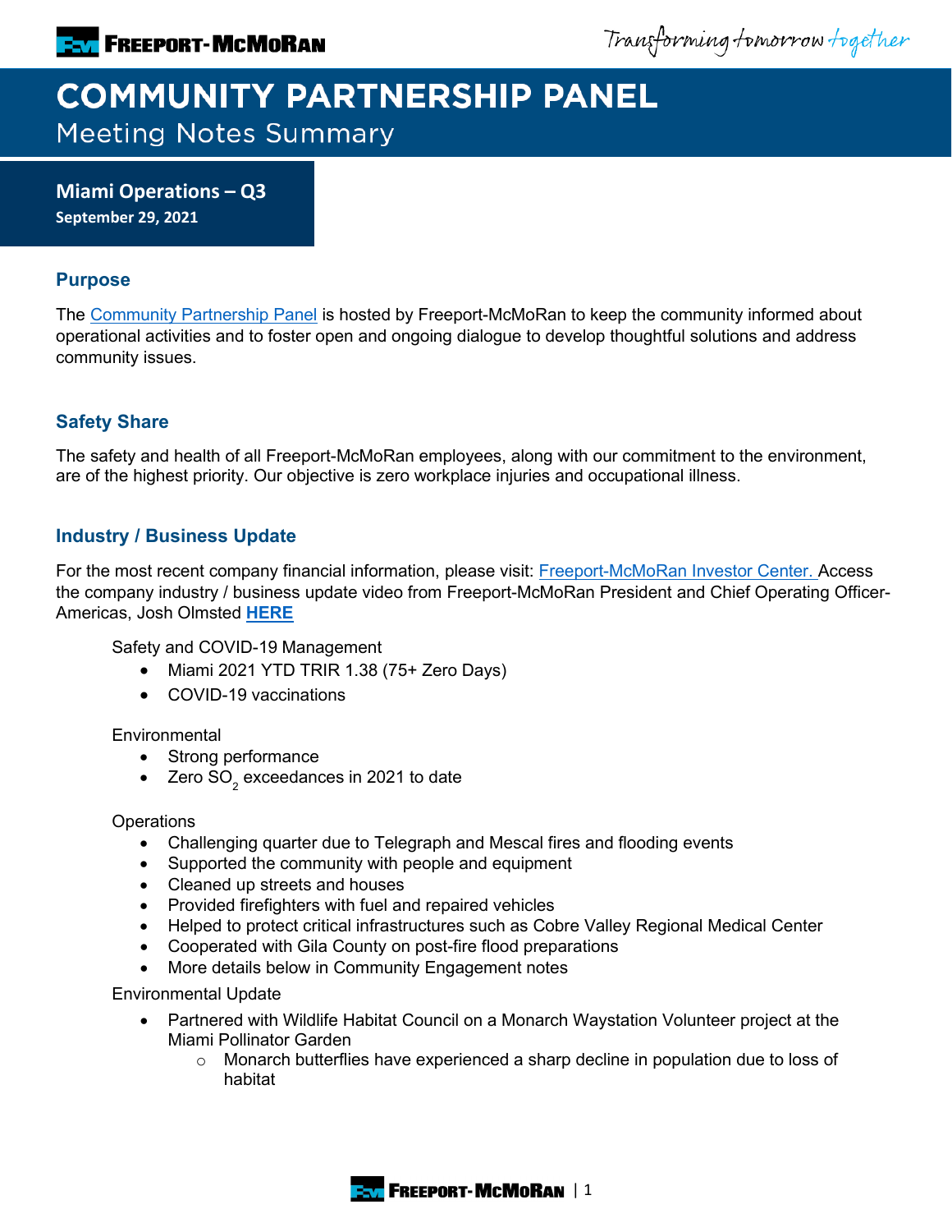# COMMUNITY PARTNERSHIP PANEL

## Meeting Notes Summary

**Miami Operations – Q3**
**September 29, 2021**

### Purpose

The Community Partnership Panel is hosted by Freeport-McMoRan to keep the community informed about operational activities and to foster open and ongoing dialogue to develop thoughtful solutions and address community issues.

### Safety Share

The safety and health of all Freeport-McMoRan employees, along with our commitment to the environment, are of the highest priority. Our objective is zero workplace injuries and occupational illness.

### Industry / Business Update

For the most recent company financial information, please visit: Freeport-McMoRan Investor Center. Access the company industry / business update video from Freeport-McMoRan President and Chief Operating Officer-Americas, Josh Olmsted **HERE**

Safety and COVID-19 Management

- Miami 2021 YTD TRIR 1.38 (75+ Zero Days)
- COVID-19 vaccinations

Environmental

- Strong performance
- Zero $SO_2$ exceedances in 2021 to date

Operations

- Challenging quarter due to Telegraph and Mescal fires and flooding events
- Supported the community with people and equipment
- Cleaned up streets and houses
- Provided firefighters with fuel and repaired vehicles
- Helped to protect critical infrastructures such as Cobre Valley Regional Medical Center
- Cooperated with Gila County on post-fire flood preparations
- More details below in Community Engagement notes

Environmental Update

- Partnered with Wildlife Habitat Council on a Monarch Waystation Volunteer project at the Miami Pollinator Garden
  - Monarch butterflies have experienced a sharp decline in population due to loss of habitat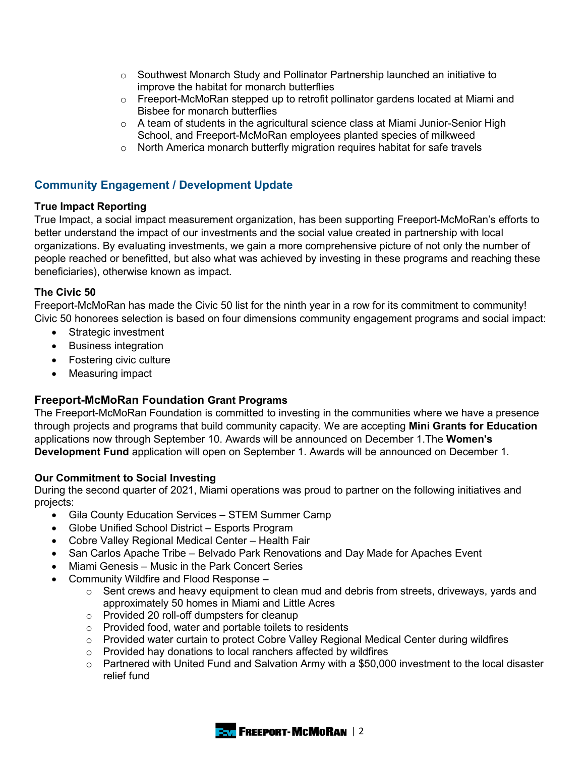- Southwest Monarch Study and Pollinator Partnership launched an initiative to improve the habitat for monarch butterflies
- Freeport-McMoRan stepped up to retrofit pollinator gardens located at Miami and Bisbee for monarch butterflies
- A team of students in the agricultural science class at Miami Junior-Senior High School, and Freeport-McMoRan employees planted species of milkweed
- North America monarch butterfly migration requires habitat for safe travels

## Community Engagement / Development Update

### True Impact Reporting

True Impact, a social impact measurement organization, has been supporting Freeport-McMoRan's efforts to better understand the impact of our investments and the social value created in partnership with local organizations. By evaluating investments, we gain a more comprehensive picture of not only the number of people reached or benefitted, but also what was achieved by investing in these programs and reaching these beneficiaries), otherwise known as impact.

### The Civic 50

Freeport-McMoRan has made the Civic 50 list for the ninth year in a row for its commitment to community! Civic 50 honorees selection is based on four dimensions community engagement programs and social impact:

- Strategic investment
- Business integration
- Fostering civic culture
- Measuring impact

### Freeport-McMoRan Foundation Grant Programs

The Freeport-McMoRan Foundation is committed to investing in the communities where we have a presence through projects and programs that build community capacity. We are accepting **Mini Grants for Education** applications now through September 10. Awards will be announced on December 1.The **Women's Development Fund** application will open on September 1. Awards will be announced on December 1.

### Our Commitment to Social Investing

During the second quarter of 2021, Miami operations was proud to partner on the following initiatives and projects:

- Gila County Education Services – STEM Summer Camp
- Globe Unified School District – Esports Program
- Cobre Valley Regional Medical Center – Health Fair
- San Carlos Apache Tribe – Belvado Park Renovations and Day Made for Apaches Event
- Miami Genesis – Music in the Park Concert Series
- Community Wildfire and Flood Response –
  - Sent crews and heavy equipment to clean mud and debris from streets, driveways, yards and approximately 50 homes in Miami and Little Acres
  - Provided 20 roll-off dumpsters for cleanup
  - Provided food, water and portable toilets to residents
  - Provided water curtain to protect Cobre Valley Regional Medical Center during wildfires
  - Provided hay donations to local ranchers affected by wildfires
  - Partnered with United Fund and Salvation Army with a $50,000 investment to the local disaster relief fund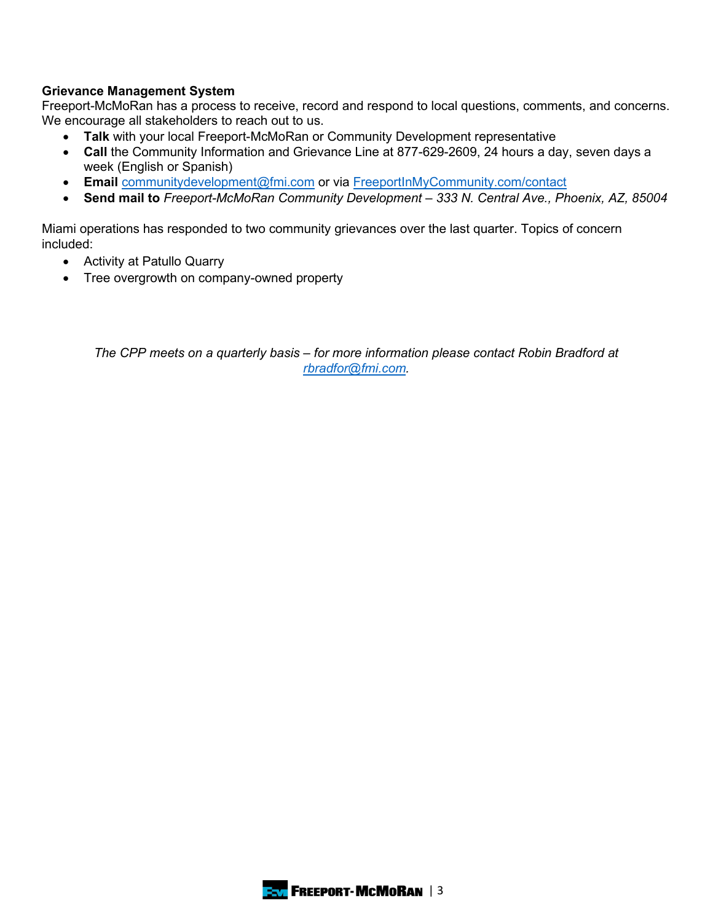**Grievance Management System**

Freeport-McMoRan has a process to receive, record and respond to local questions, comments, and concerns. We encourage all stakeholders to reach out to us.

- **Talk** with your local Freeport-McMoRan or Community Development representative
- **Call** the Community Information and Grievance Line at 877-629-2609, 24 hours a day, seven days a week (English or Spanish)
- **Email** communitydevelopment@fmi.com or via FreeportInMyCommunity.com/contact
- **Send mail to** *Freeport-McMoRan Community Development – 333 N. Central Ave., Phoenix, AZ, 85004*

Miami operations has responded to two community grievances over the last quarter. Topics of concern included:

- Activity at Patullo Quarry
- Tree overgrowth on company-owned property

*The CPP meets on a quarterly basis – for more information please contact Robin Bradford at rbradfor@fmi.com.*